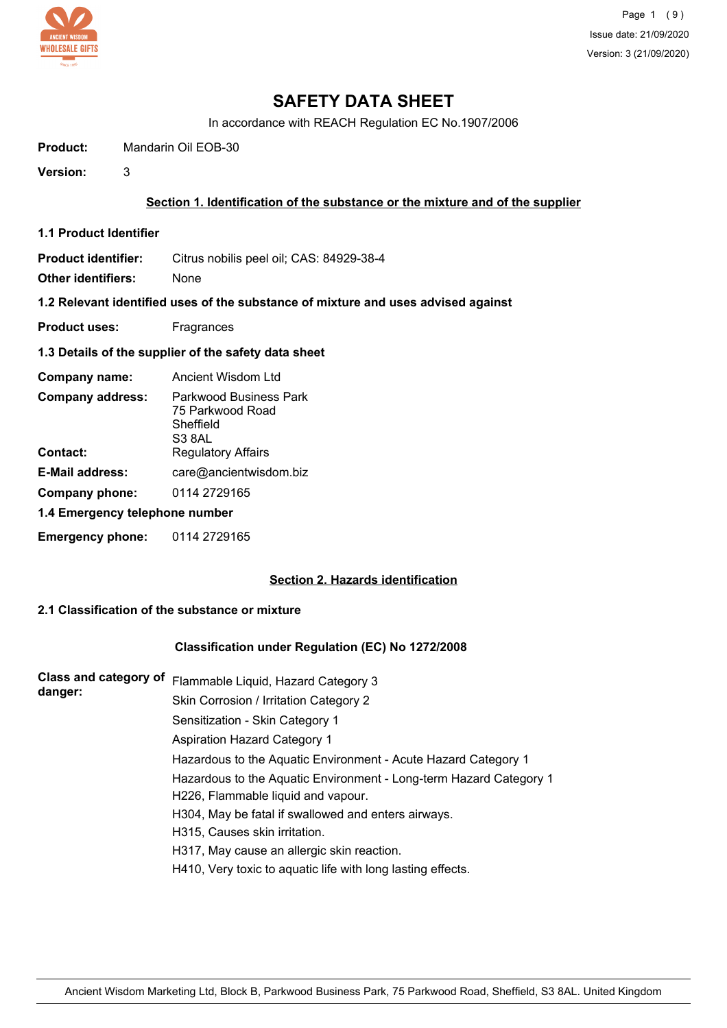# SAFETY DATA SHEET

In accordance with REACH Regulation EC No.1907/2006

**Product:** Mandarin Oil EOB-30

**Version:** 3

## Section 1. Identification of the substance or the mixture and of the supplier

### 1.1 Product Identifier

**Product identifier:** Citrus nobilis peel oil; CAS: 84929-38-4

**Other identifiers:** None

### 1.2 Relevant identified uses of the substance of mixture and uses advised against

**Product uses:** Fragrances

### 1.3 Details of the supplier of the safety data sheet

**Company name:** Ancient Wisdom Ltd

**Company address:** Parkwood Business Park
75 Parkwood Road
Sheffield
S3 8AL

**Contact:** Regulatory Affairs

**E-Mail address:** care@ancientwisdom.biz

**Company phone:** 0114 2729165

### 1.4 Emergency telephone number

**Emergency phone:** 0114 2729165

## Section 2. Hazards identification

### 2.1 Classification of the substance or mixture

#### Classification under Regulation (EC) No 1272/2008

**Class and category of danger:**

Flammable Liquid, Hazard Category 3
Skin Corrosion / Irritation Category 2
Sensitization - Skin Category 1
Aspiration Hazard Category 1
Hazardous to the Aquatic Environment - Acute Hazard Category 1
Hazardous to the Aquatic Environment - Long-term Hazard Category 1
H226, Flammable liquid and vapour.
H304, May be fatal if swallowed and enters airways.
H315, Causes skin irritation.
H317, May cause an allergic skin reaction.
H410, Very toxic to aquatic life with long lasting effects.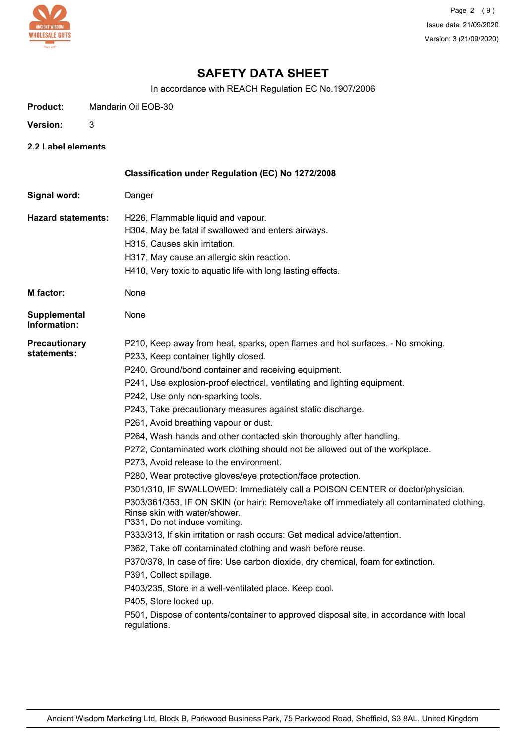# SAFETY DATA SHEET

In accordance with REACH Regulation EC No.1907/2006

**Product:** Mandarin Oil EOB-30

**Version:** 3

## 2.2 Label elements

**Classification under Regulation (EC) No 1272/2008**

**Signal word:** Danger

**Hazard statements:**

H226, Flammable liquid and vapour.
H304, May be fatal if swallowed and enters airways.
H315, Causes skin irritation.
H317, May cause an allergic skin reaction.
H410, Very toxic to aquatic life with long lasting effects.

**M factor:** None

**Supplemental Information:** None

**Precautionary statements:**

P210, Keep away from heat, sparks, open flames and hot surfaces. - No smoking.
P233, Keep container tightly closed.
P240, Ground/bond container and receiving equipment.
P241, Use explosion-proof electrical, ventilating and lighting equipment.
P242, Use only non-sparking tools.
P243, Take precautionary measures against static discharge.
P261, Avoid breathing vapour or dust.
P264, Wash hands and other contacted skin thoroughly after handling.
P272, Contaminated work clothing should not be allowed out of the workplace.
P273, Avoid release to the environment.
P280, Wear protective gloves/eye protection/face protection.
P301/310, IF SWALLOWED: Immediately call a POISON CENTER or doctor/physician.
P303/361/353, IF ON SKIN (or hair): Remove/take off immediately all contaminated clothing. Rinse skin with water/shower.
P331, Do not induce vomiting.
P333/313, If skin irritation or rash occurs: Get medical advice/attention.
P362, Take off contaminated clothing and wash before reuse.
P370/378, In case of fire: Use carbon dioxide, dry chemical, foam for extinction.
P391, Collect spillage.
P403/235, Store in a well-ventilated place. Keep cool.
P405, Store locked up.
P501, Dispose of contents/container to approved disposal site, in accordance with local regulations.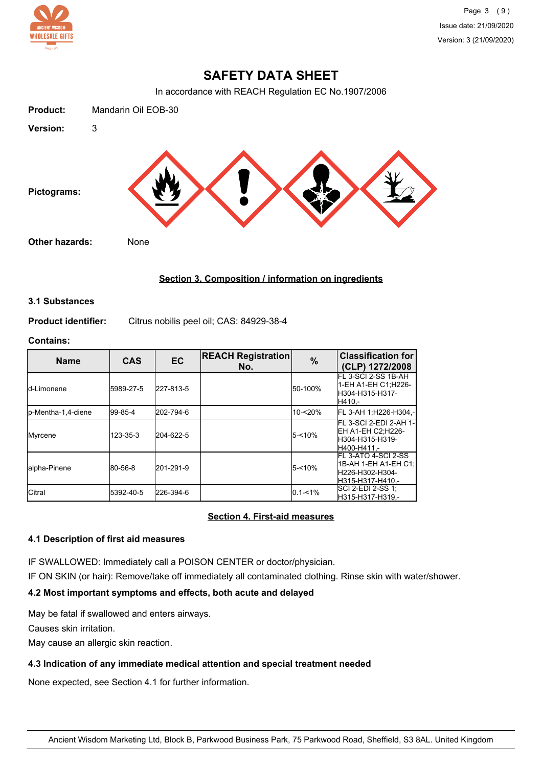# SAFETY DATA SHEET

In accordance with REACH Regulation EC No.1907/2006

**Product:** Mandarin Oil EOB-30

**Version:** 3

**Pictograms:**

**Other hazards:** None

## Section 3. Composition / information on ingredients

### 3.1 Substances

**Product identifier:** Citrus nobilis peel oil; CAS: 84929-38-4

**Contains:**

| Name | CAS | EC | REACH Registration No. | % | Classification for (CLP) 1272/2008 |
|---|---|---|---|---|---|
| d-Limonene | 5989-27-5 | 227-813-5 | | 50-100% | FL 3-SCI 2-SS 1B-AH 1-EH A1-EH C1;H226-H304-H315-H317-H410,- |
| p-Mentha-1,4-diene | 99-85-4 | 202-794-6 | | 10-<20% | FL 3-AH 1;H226-H304,- |
| Myrcene | 123-35-3 | 204-622-5 | | 5-<10% | FL 3-SCI 2-EDI 2-AH 1-EH A1-EH C2;H226-H304-H315-H319-H400-H411,- |
| alpha-Pinene | 80-56-8 | 201-291-9 | | 5-<10% | FL 3-ATO 4-SCI 2-SS 1B-AH 1-EH A1-EH C1;H226-H302-H304-H315-H317-H410,- |
| Citral | 5392-40-5 | 226-394-6 | | 0.1-<1% | SCI 2-EDI 2-SS 1;H315-H317-H319,- |

## Section 4. First-aid measures

### 4.1 Description of first aid measures

IF SWALLOWED: Immediately call a POISON CENTER or doctor/physician.

IF ON SKIN (or hair): Remove/take off immediately all contaminated clothing. Rinse skin with water/shower.

### 4.2 Most important symptoms and effects, both acute and delayed

May be fatal if swallowed and enters airways.

Causes skin irritation.

May cause an allergic skin reaction.

### 4.3 Indication of any immediate medical attention and special treatment needed

None expected, see Section 4.1 for further information.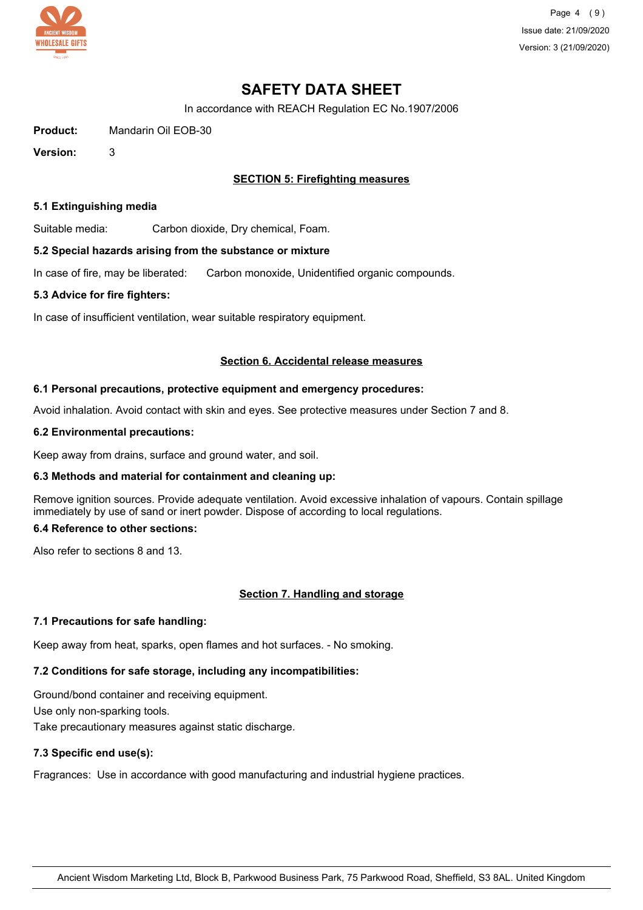# SAFETY DATA SHEET

In accordance with REACH Regulation EC No.1907/2006

**Product:** Mandarin Oil EOB-30

**Version:** 3

## SECTION 5: Firefighting measures

### 5.1 Extinguishing media

Suitable media: Carbon dioxide, Dry chemical, Foam.

### 5.2 Special hazards arising from the substance or mixture

In case of fire, may be liberated: Carbon monoxide, Unidentified organic compounds.

### 5.3 Advice for fire fighters:

In case of insufficient ventilation, wear suitable respiratory equipment.

## Section 6. Accidental release measures

### 6.1 Personal precautions, protective equipment and emergency procedures:

Avoid inhalation. Avoid contact with skin and eyes. See protective measures under Section 7 and 8.

### 6.2 Environmental precautions:

Keep away from drains, surface and ground water, and soil.

### 6.3 Methods and material for containment and cleaning up:

Remove ignition sources. Provide adequate ventilation. Avoid excessive inhalation of vapours. Contain spillage immediately by use of sand or inert powder. Dispose of according to local regulations.

### 6.4 Reference to other sections:

Also refer to sections 8 and 13.

## Section 7. Handling and storage

### 7.1 Precautions for safe handling:

Keep away from heat, sparks, open flames and hot surfaces. - No smoking.

### 7.2 Conditions for safe storage, including any incompatibilities:

Ground/bond container and receiving equipment.
Use only non-sparking tools.
Take precautionary measures against static discharge.

### 7.3 Specific end use(s):

Fragrances: Use in accordance with good manufacturing and industrial hygiene practices.

Ancient Wisdom Marketing Ltd, Block B, Parkwood Business Park, 75 Parkwood Road, Sheffield, S3 8AL. United Kingdom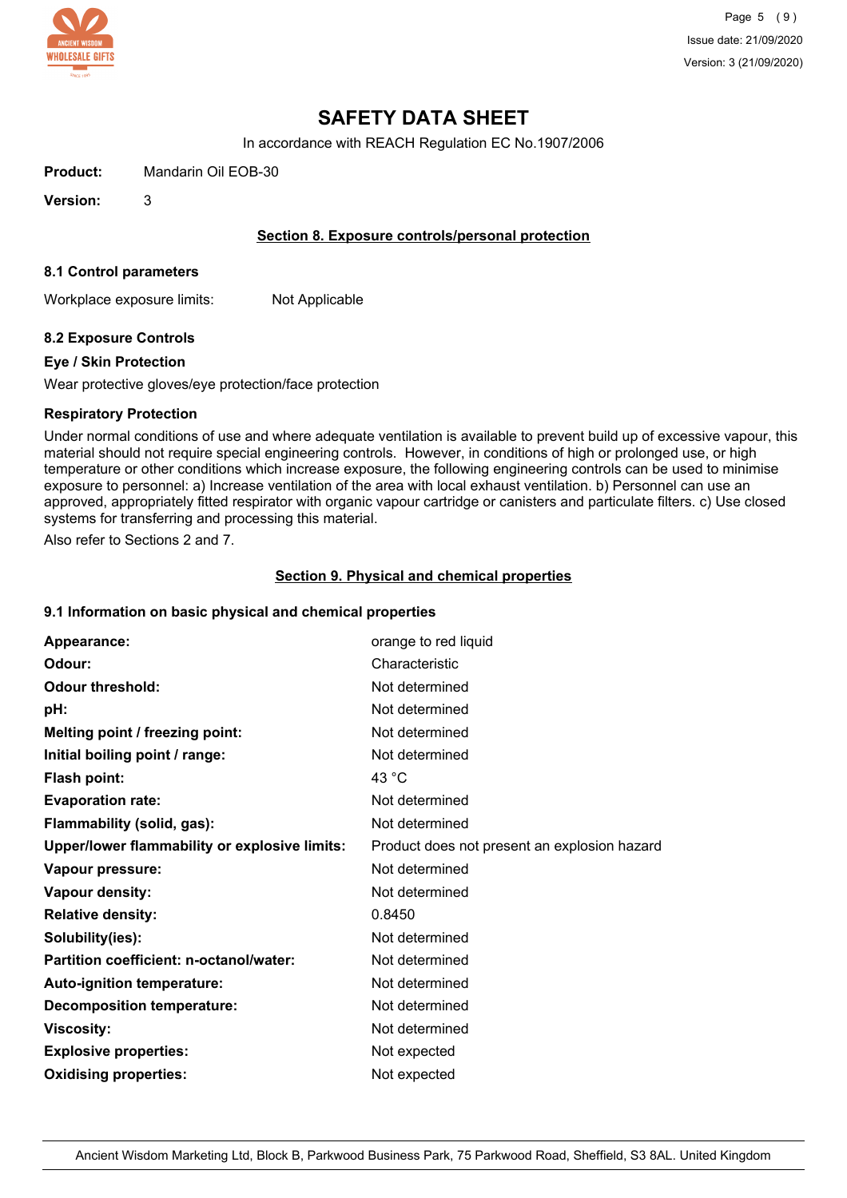# SAFETY DATA SHEET

In accordance with REACH Regulation EC No.1907/2006

**Product:** Mandarin Oil EOB-30

**Version:** 3

## Section 8. Exposure controls/personal protection

### 8.1 Control parameters

Workplace exposure limits: Not Applicable

### 8.2 Exposure Controls

**Eye / Skin Protection**

Wear protective gloves/eye protection/face protection

**Respiratory Protection**

Under normal conditions of use and where adequate ventilation is available to prevent build up of excessive vapour, this material should not require special engineering controls. However, in conditions of high or prolonged use, or high temperature or other conditions which increase exposure, the following engineering controls can be used to minimise exposure to personnel: a) Increase ventilation of the area with local exhaust ventilation. b) Personnel can use an approved, appropriately fitted respirator with organic vapour cartridge or canisters and particulate filters. c) Use closed systems for transferring and processing this material.

Also refer to Sections 2 and 7.

## Section 9. Physical and chemical properties

### 9.1 Information on basic physical and chemical properties

| Property | Value |
| --- | --- |
| **Appearance:** | orange to red liquid |
| **Odour:** | Characteristic |
| **Odour threshold:** | Not determined |
| **pH:** | Not determined |
| **Melting point / freezing point:** | Not determined |
| **Initial boiling point / range:** | Not determined |
| **Flash point:** | 43 °C |
| **Evaporation rate:** | Not determined |
| **Flammability (solid, gas):** | Not determined |
| **Upper/lower flammability or explosive limits:** | Product does not present an explosion hazard |
| **Vapour pressure:** | Not determined |
| **Vapour density:** | Not determined |
| **Relative density:** | 0.8450 |
| **Solubility(ies):** | Not determined |
| **Partition coefficient: n-octanol/water:** | Not determined |
| **Auto-ignition temperature:** | Not determined |
| **Decomposition temperature:** | Not determined |
| **Viscosity:** | Not determined |
| **Explosive properties:** | Not expected |
| **Oxidising properties:** | Not expected |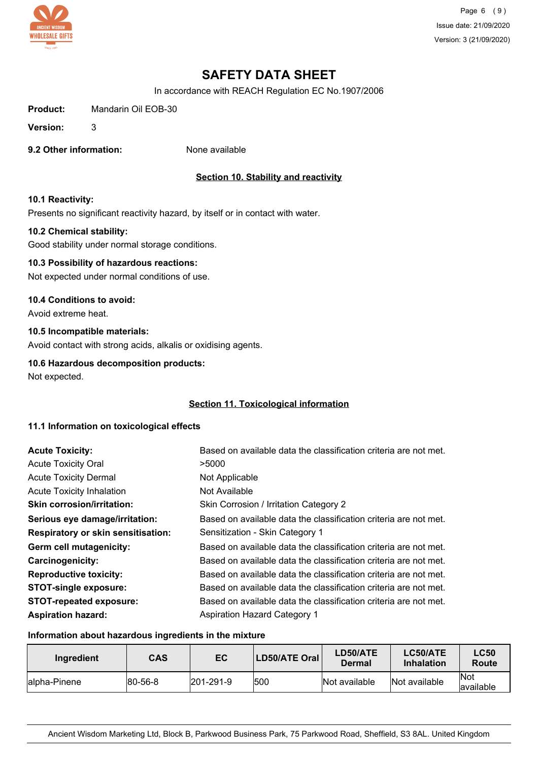# SAFETY DATA SHEET

In accordance with REACH Regulation EC No.1907/2006

**Product:** Mandarin Oil EOB-30

**Version:** 3

**9.2 Other information:** None available

## Section 10. Stability and reactivity

**10.1 Reactivity:**

Presents no significant reactivity hazard, by itself or in contact with water.

**10.2 Chemical stability:**

Good stability under normal storage conditions.

**10.3 Possibility of hazardous reactions:**

Not expected under normal conditions of use.

**10.4 Conditions to avoid:**

Avoid extreme heat.

**10.5 Incompatible materials:**

Avoid contact with strong acids, alkalis or oxidising agents.

**10.6 Hazardous decomposition products:**

Not expected.

## Section 11. Toxicological information

**11.1 Information on toxicological effects**

**Acute Toxicity:** Based on available data the classification criteria are not met.

Acute Toxicity Oral: >5000

Acute Toxicity Dermal: Not Applicable

Acute Toxicity Inhalation: Not Available

**Skin corrosion/irritation:** Skin Corrosion / Irritation Category 2

**Serious eye damage/irritation:** Based on available data the classification criteria are not met.

**Respiratory or skin sensitisation:** Sensitization - Skin Category 1

**Germ cell mutagenicity:** Based on available data the classification criteria are not met.

**Carcinogenicity:** Based on available data the classification criteria are not met.

**Reproductive toxicity:** Based on available data the classification criteria are not met.

**STOT-single exposure:** Based on available data the classification criteria are not met.

**STOT-repeated exposure:** Based on available data the classification criteria are not met.

**Aspiration hazard:** Aspiration Hazard Category 1

**Information about hazardous ingredients in the mixture**

| Ingredient | CAS | EC | LD50/ATE Oral | LD50/ATE Dermal | LC50/ATE Inhalation | LC50 Route |
|---|---|---|---|---|---|---|
| alpha-Pinene | 80-56-8 | 201-291-9 | 500 | Not available | Not available | Not available |

Ancient Wisdom Marketing Ltd, Block B, Parkwood Business Park, 75 Parkwood Road, Sheffield, S3 8AL. United Kingdom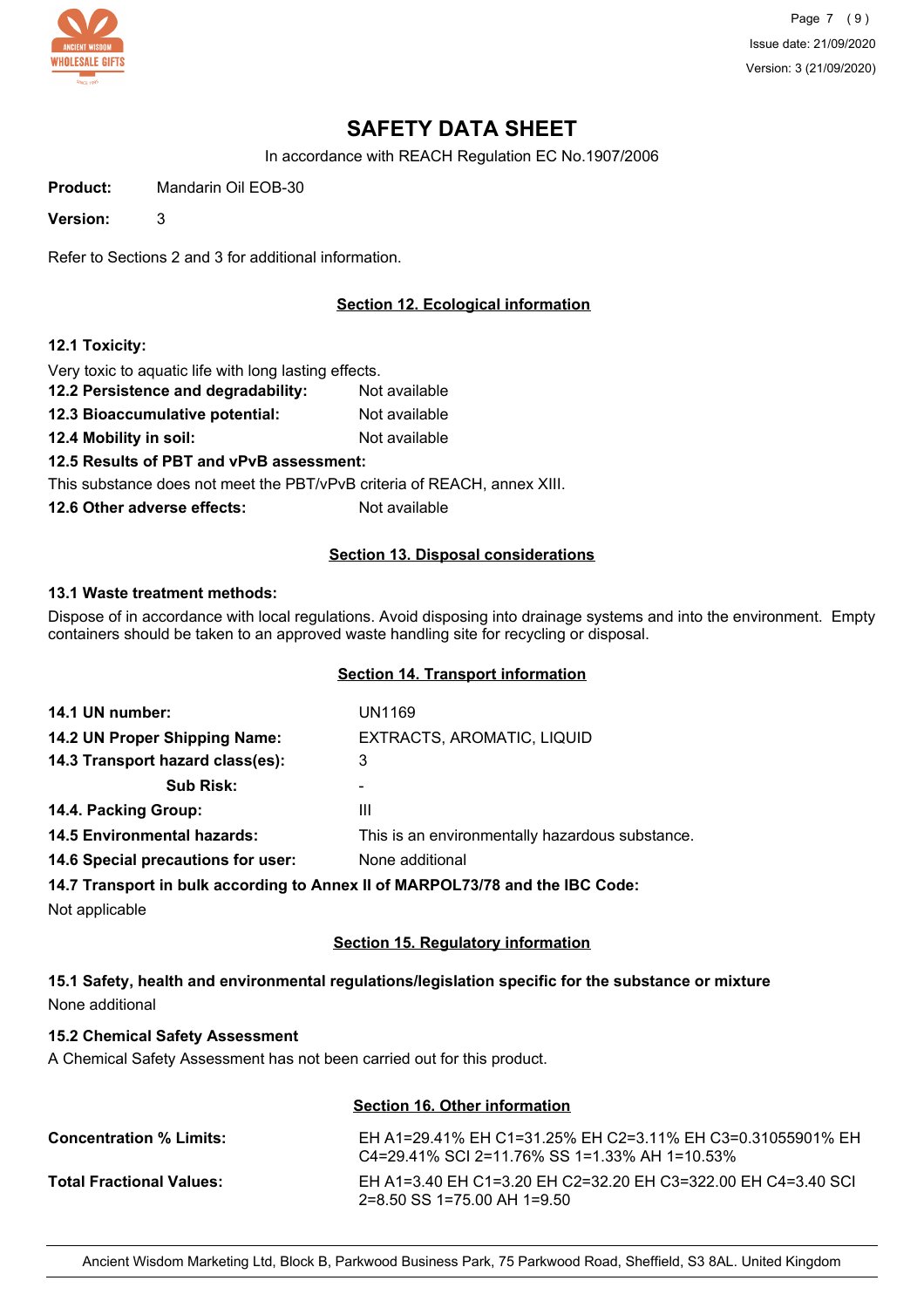# SAFETY DATA SHEET

In accordance with REACH Regulation EC No.1907/2006

**Product:** Mandarin Oil EOB-30

**Version:** 3

Refer to Sections 2 and 3 for additional information.

## Section 12. Ecological information

**12.1 Toxicity:**

Very toxic to aquatic life with long lasting effects.

**12.2 Persistence and degradability:** Not available

**12.3 Bioaccumulative potential:** Not available

**12.4 Mobility in soil:** Not available

**12.5 Results of PBT and vPvB assessment:**

This substance does not meet the PBT/vPvB criteria of REACH, annex XIII.

**12.6 Other adverse effects:** Not available

## Section 13. Disposal considerations

**13.1 Waste treatment methods:**

Dispose of in accordance with local regulations. Avoid disposing into drainage systems and into the environment. Empty containers should be taken to an approved waste handling site for recycling or disposal.

## Section 14. Transport information

| | |
|---|---|
| **14.1 UN number:** | UN1169 |
| **14.2 UN Proper Shipping Name:** | EXTRACTS, AROMATIC, LIQUID |
| **14.3 Transport hazard class(es):** | 3 |
| **Sub Risk:** | - |
| **14.4. Packing Group:** | III |
| **14.5 Environmental hazards:** | This is an environmentally hazardous substance. |
| **14.6 Special precautions for user:** | None additional |

**14.7 Transport in bulk according to Annex II of MARPOL73/78 and the IBC Code:**

Not applicable

## Section 15. Regulatory information

**15.1 Safety, health and environmental regulations/legislation specific for the substance or mixture**

None additional

**15.2 Chemical Safety Assessment**

A Chemical Safety Assessment has not been carried out for this product.

## Section 16. Other information

**Concentration % Limits:** EH A1=29.41% EH C1=31.25% EH C2=3.11% EH C3=0.31055901% EH C4=29.41% SCI 2=11.76% SS 1=1.33% AH 1=10.53%

**Total Fractional Values:** EH A1=3.40 EH C1=3.20 EH C2=32.20 EH C3=322.00 EH C4=3.40 SCI 2=8.50 SS 1=75.00 AH 1=9.50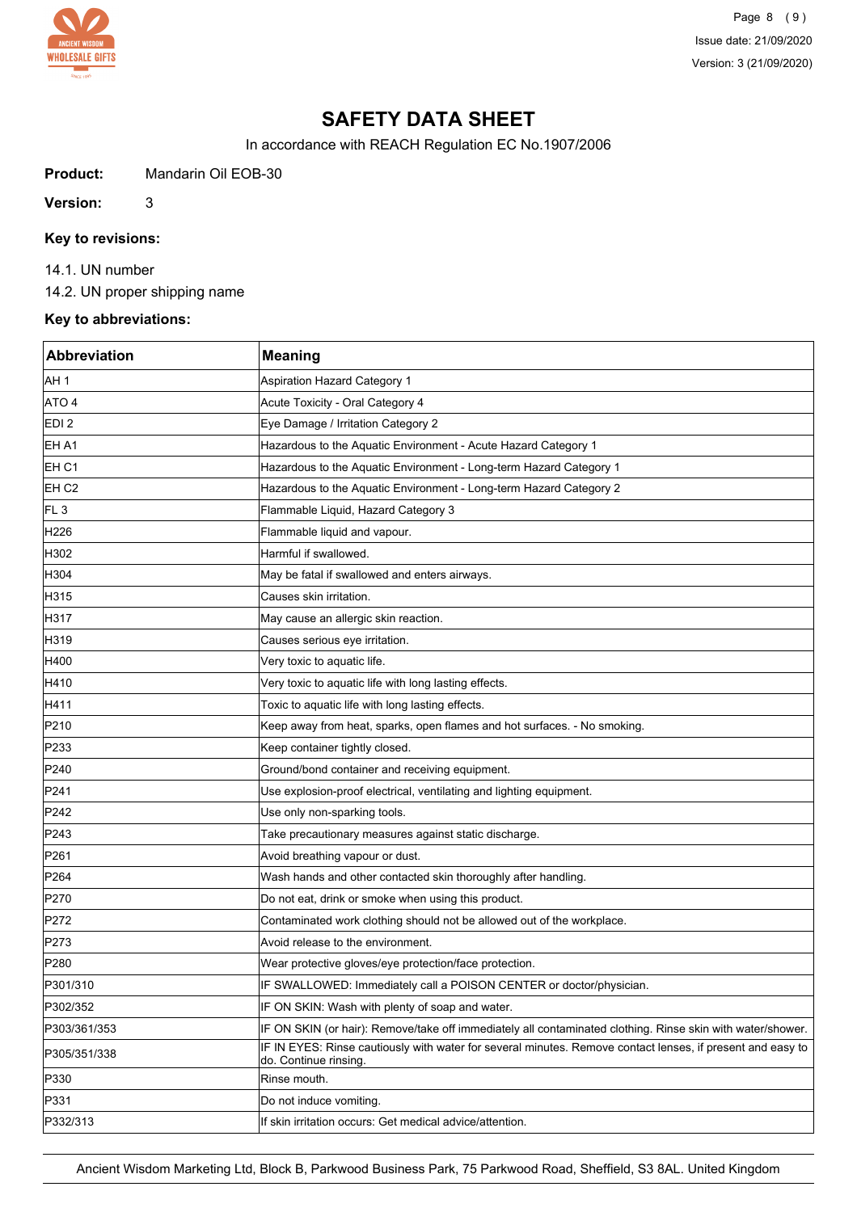# SAFETY DATA SHEET

In accordance with REACH Regulation EC No.1907/2006

**Product:** Mandarin Oil EOB-30

**Version:** 3

### Key to revisions:

14.1. UN number

14.2. UN proper shipping name

### Key to abbreviations:

| Abbreviation | Meaning |
|---|---|
| AH 1 | Aspiration Hazard Category 1 |
| ATO 4 | Acute Toxicity - Oral Category 4 |
| EDI 2 | Eye Damage / Irritation Category 2 |
| EH A1 | Hazardous to the Aquatic Environment - Acute Hazard Category 1 |
| EH C1 | Hazardous to the Aquatic Environment - Long-term Hazard Category 1 |
| EH C2 | Hazardous to the Aquatic Environment - Long-term Hazard Category 2 |
| FL 3 | Flammable Liquid, Hazard Category 3 |
| H226 | Flammable liquid and vapour. |
| H302 | Harmful if swallowed. |
| H304 | May be fatal if swallowed and enters airways. |
| H315 | Causes skin irritation. |
| H317 | May cause an allergic skin reaction. |
| H319 | Causes serious eye irritation. |
| H400 | Very toxic to aquatic life. |
| H410 | Very toxic to aquatic life with long lasting effects. |
| H411 | Toxic to aquatic life with long lasting effects. |
| P210 | Keep away from heat, sparks, open flames and hot surfaces. - No smoking. |
| P233 | Keep container tightly closed. |
| P240 | Ground/bond container and receiving equipment. |
| P241 | Use explosion-proof electrical, ventilating and lighting equipment. |
| P242 | Use only non-sparking tools. |
| P243 | Take precautionary measures against static discharge. |
| P261 | Avoid breathing vapour or dust. |
| P264 | Wash hands and other contacted skin thoroughly after handling. |
| P270 | Do not eat, drink or smoke when using this product. |
| P272 | Contaminated work clothing should not be allowed out of the workplace. |
| P273 | Avoid release to the environment. |
| P280 | Wear protective gloves/eye protection/face protection. |
| P301/310 | IF SWALLOWED: Immediately call a POISON CENTER or doctor/physician. |
| P302/352 | IF ON SKIN: Wash with plenty of soap and water. |
| P303/361/353 | IF ON SKIN (or hair): Remove/take off immediately all contaminated clothing. Rinse skin with water/shower. |
| P305/351/338 | IF IN EYES: Rinse cautiously with water for several minutes. Remove contact lenses, if present and easy to do. Continue rinsing. |
| P330 | Rinse mouth. |
| P331 | Do not induce vomiting. |
| P332/313 | If skin irritation occurs: Get medical advice/attention. |

Ancient Wisdom Marketing Ltd, Block B, Parkwood Business Park, 75 Parkwood Road, Sheffield, S3 8AL. United Kingdom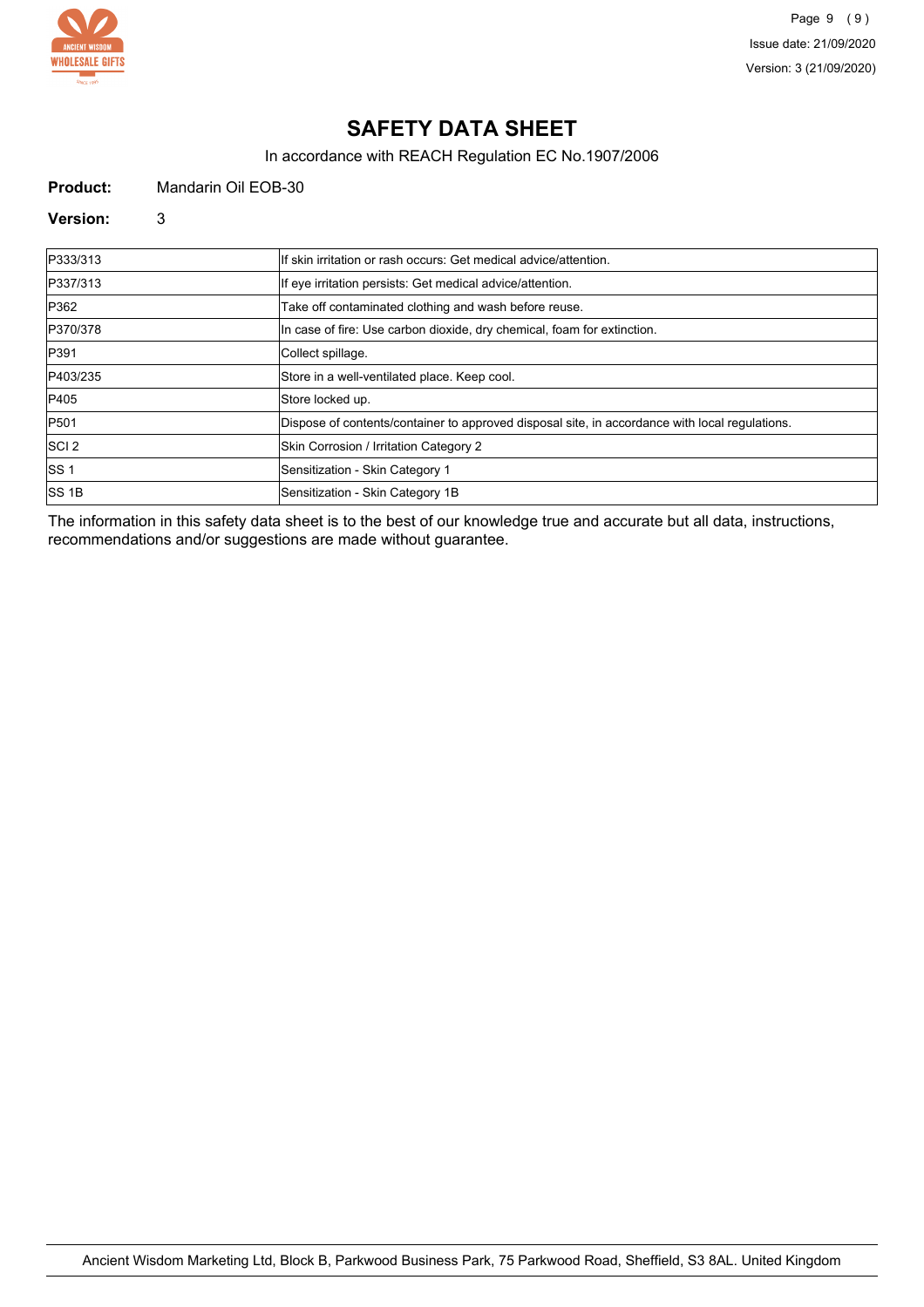# SAFETY DATA SHEET

In accordance with REACH Regulation EC No.1907/2006

**Product:** Mandarin Oil EOB-30

**Version:** 3

| | |
|---|---|
| P333/313 | If skin irritation or rash occurs: Get medical advice/attention. |
| P337/313 | If eye irritation persists: Get medical advice/attention. |
| P362 | Take off contaminated clothing and wash before reuse. |
| P370/378 | In case of fire: Use carbon dioxide, dry chemical, foam for extinction. |
| P391 | Collect spillage. |
| P403/235 | Store in a well-ventilated place. Keep cool. |
| P405 | Store locked up. |
| P501 | Dispose of contents/container to approved disposal site, in accordance with local regulations. |
| SCI 2 | Skin Corrosion / Irritation Category 2 |
| SS 1 | Sensitization - Skin Category 1 |
| SS 1B | Sensitization - Skin Category 1B |

The information in this safety data sheet is to the best of our knowledge true and accurate but all data, instructions, recommendations and/or suggestions are made without guarantee.